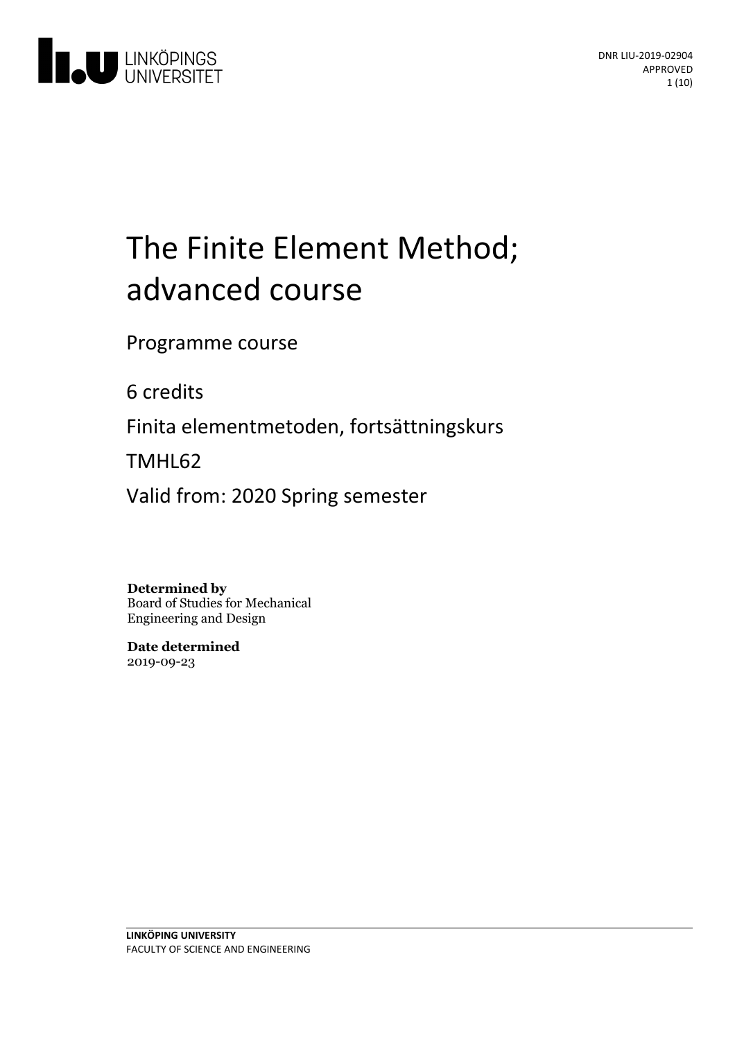LINKÖPINGS UNIVERSITET

DNR LIU-2019-02904
APPROVED

# The Finite Element Method; advanced course

Programme course

6 credits

Finita elementmetoden, fortsättningskurs

TMHL62

Valid from: 2020 Spring semester

**Determined by**
Board of Studies for Mechanical Engineering and Design

**Date determined**
2019-09-23

**LINKÖPING UNIVERSITY**
FACULTY OF SCIENCE AND ENGINEERING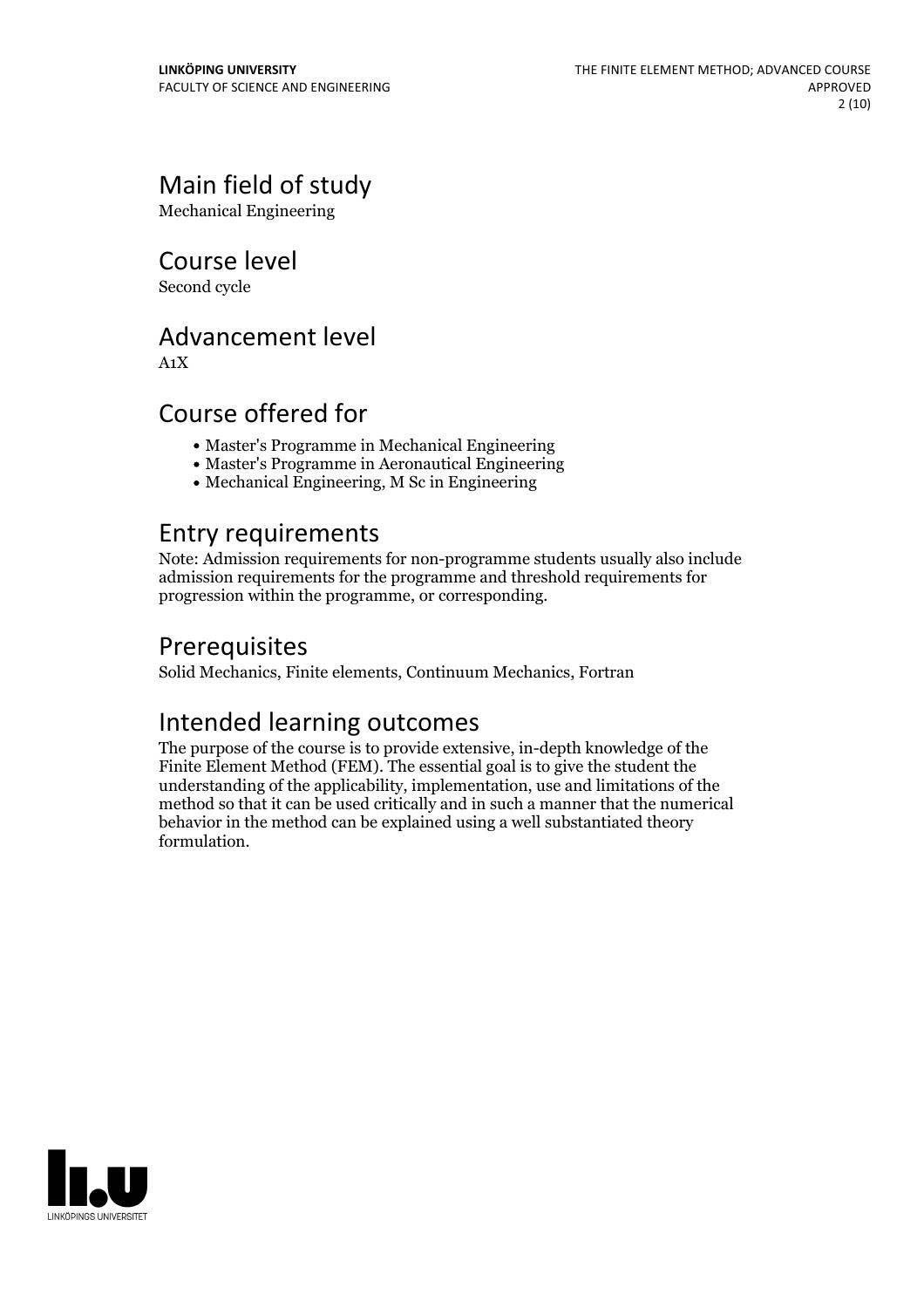## Main field of study

Mechanical Engineering

## Course level

Second cycle

## Advancement level

A1X

## Course offered for

- Master's Programme in Mechanical Engineering
- Master's Programme in Aeronautical Engineering
- Mechanical Engineering, M Sc in Engineering

## Entry requirements

Note: Admission requirements for non-programme students usually also include admission requirements for the programme and threshold requirements for progression within the programme, or corresponding.

## Prerequisites

Solid Mechanics, Finite elements, Continuum Mechanics, Fortran

## Intended learning outcomes

The purpose of the course is to provide extensive, in-depth knowledge of the Finite Element Method (FEM). The essential goal is to give the student the understanding of the applicability, implementation, use and limitations of the method so that it can be used critically and in such a manner that the numerical behavior in the method can be explained using a well substantiated theory formulation.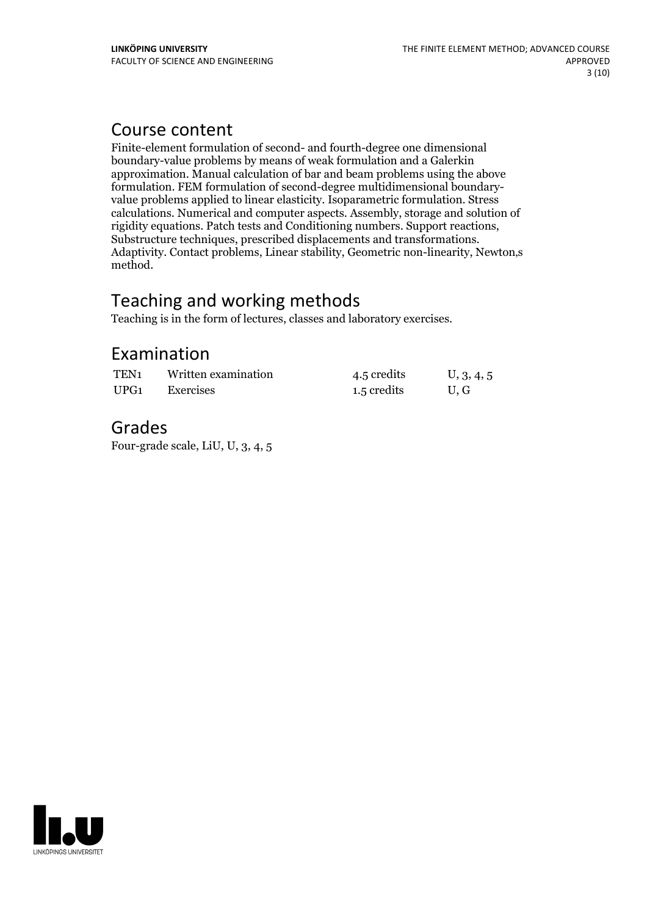## Course content

Finite-element formulation of second- and fourth-degree one dimensional boundary-value problems by means of weak formulation and a Galerkin approximation. Manual calculation of bar and beam problems using the above formulation. FEM formulation of second-degree multidimensional boundary-value problems applied to linear elasticity. Isoparametric formulation. Stress calculations. Numerical and computer aspects. Assembly, storage and solution of rigidity equations. Patch tests and Conditioning numbers. Support reactions, Substructure techniques, prescribed displacements and transformations. Adaptivity. Contact problems, Linear stability, Geometric non-linearity, Newton,s method.

## Teaching and working methods

Teaching is in the form of lectures, classes and laboratory exercises.

## Examination

| | | | |
|---|---|---|---|
| TEN1 | Written examination | 4.5 credits | U, 3, 4, 5 |
| UPG1 | Exercises | 1.5 credits | U, G |

## Grades

Four-grade scale, LiU, U, 3, 4, 5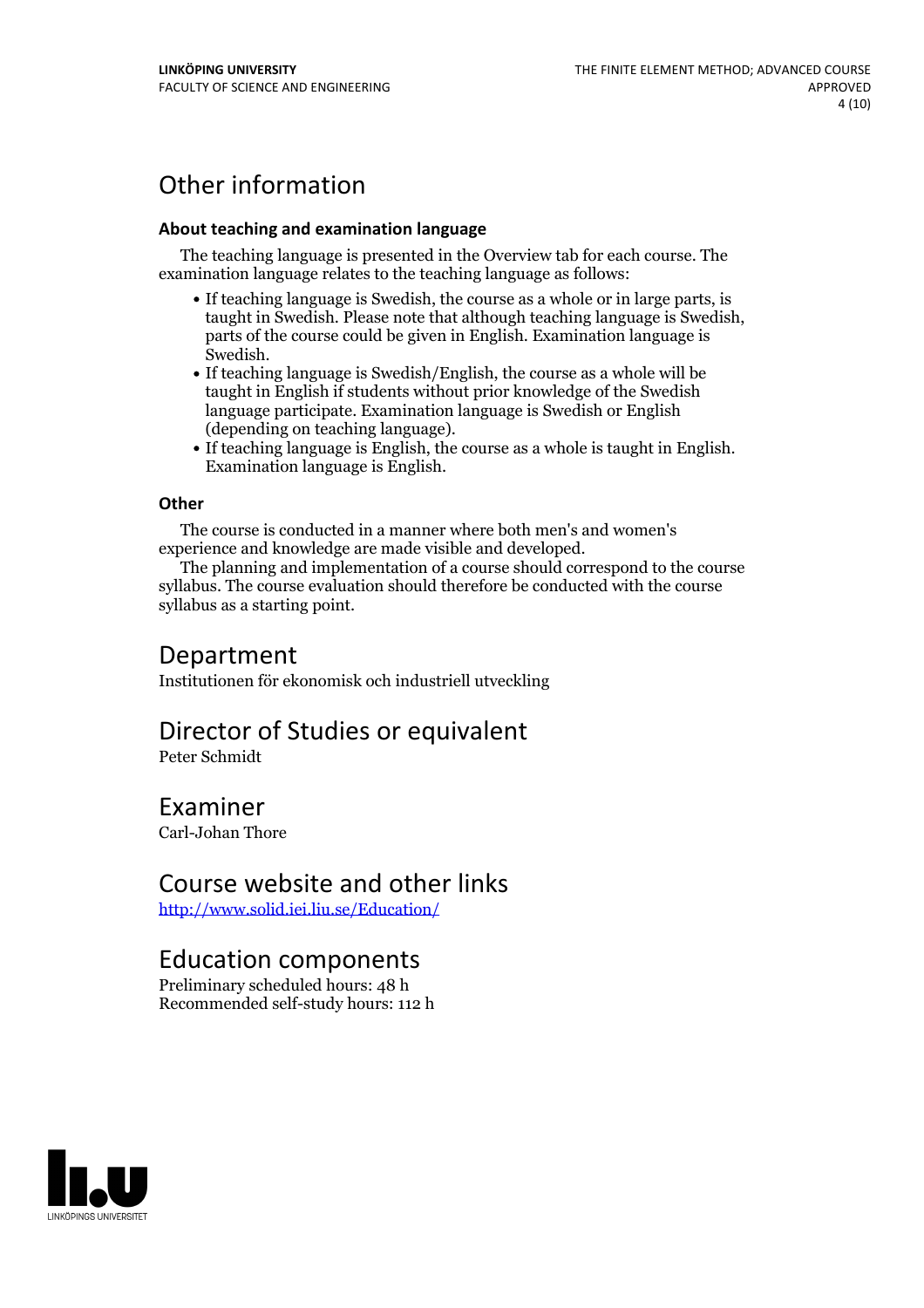# Other information

### About teaching and examination language

The teaching language is presented in the Overview tab for each course. The examination language relates to the teaching language as follows:

- If teaching language is Swedish, the course as a whole or in large parts, is taught in Swedish. Please note that although teaching language is Swedish, parts of the course could be given in English. Examination language is Swedish.
- If teaching language is Swedish/English, the course as a whole will be taught in English if students without prior knowledge of the Swedish language participate. Examination language is Swedish or English (depending on teaching language).
- If teaching language is English, the course as a whole is taught in English. Examination language is English.

### Other

The course is conducted in a manner where both men's and women's experience and knowledge are made visible and developed.

The planning and implementation of a course should correspond to the course syllabus. The course evaluation should therefore be conducted with the course syllabus as a starting point.

# Department

Institutionen för ekonomisk och industriell utveckling

# Director of Studies or equivalent

Peter Schmidt

# Examiner

Carl-Johan Thore

# Course website and other links

[http://www.solid.iei.liu.se/Education/](http://www.solid.iei.liu.se/Education/)

# Education components

Preliminary scheduled hours: 48 h
Recommended self-study hours: 112 h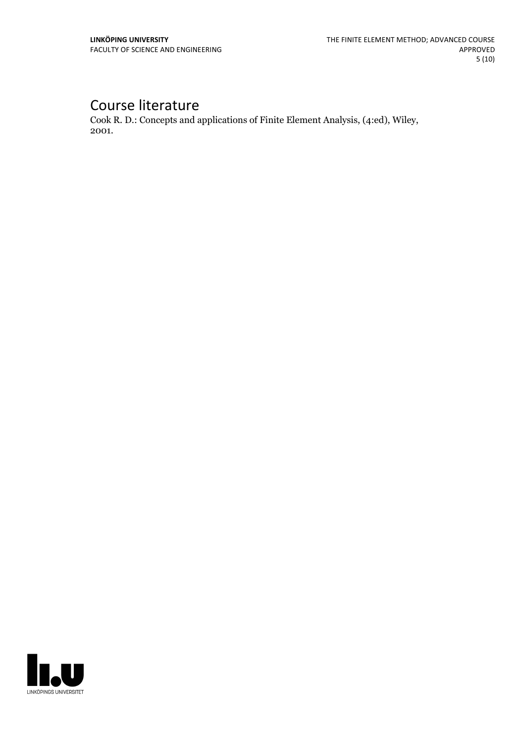# Course literature

Cook R. D.: Concepts and applications of Finite Element Analysis, (4:ed), Wiley, 2001.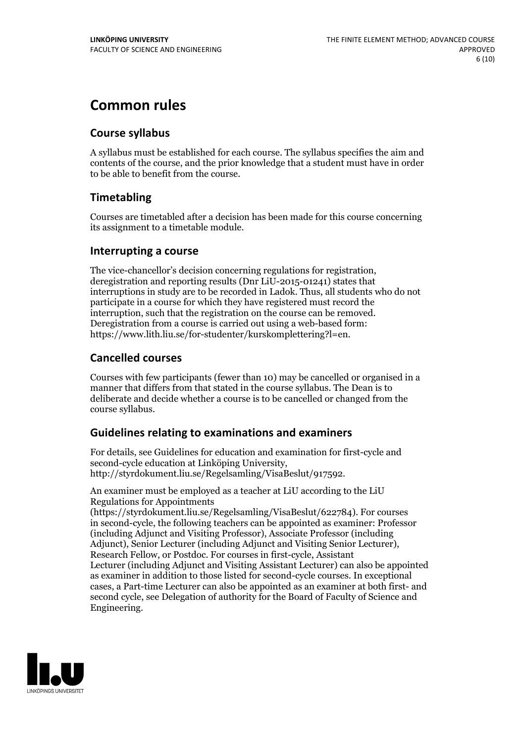# Common rules

## Course syllabus

A syllabus must be established for each course. The syllabus specifies the aim and contents of the course, and the prior knowledge that a student must have in order to be able to benefit from the course.

## Timetabling

Courses are timetabled after a decision has been made for this course concerning its assignment to a timetable module.

## Interrupting a course

The vice-chancellor's decision concerning regulations for registration, deregistration and reporting results (Dnr LiU-2015-01241) states that interruptions in study are to be recorded in Ladok. Thus, all students who do not participate in a course for which they have registered must record the interruption, such that the registration on the course can be removed. Deregistration from a course is carried out using a web-based form: https://www.lith.liu.se/for-studenter/kurskomplettering?l=en.

## Cancelled courses

Courses with few participants (fewer than 10) may be cancelled or organised in a manner that differs from that stated in the course syllabus. The Dean is to deliberate and decide whether a course is to be cancelled or changed from the course syllabus.

## Guidelines relating to examinations and examiners

For details, see Guidelines for education and examination for first-cycle and second-cycle education at Linköping University, http://styrdokument.liu.se/Regelsamling/VisaBeslut/917592.

An examiner must be employed as a teacher at LiU according to the LiU Regulations for Appointments (https://styrdokument.liu.se/Regelsamling/VisaBeslut/622784). For courses in second-cycle, the following teachers can be appointed as examiner: Professor (including Adjunct and Visiting Professor), Associate Professor (including Adjunct), Senior Lecturer (including Adjunct and Visiting Senior Lecturer), Research Fellow, or Postdoc. For courses in first-cycle, Assistant Lecturer (including Adjunct and Visiting Assistant Lecturer) can also be appointed as examiner in addition to those listed for second-cycle courses. In exceptional cases, a Part-time Lecturer can also be appointed as an examiner at both first- and second cycle, see Delegation of authority for the Board of Faculty of Science and Engineering.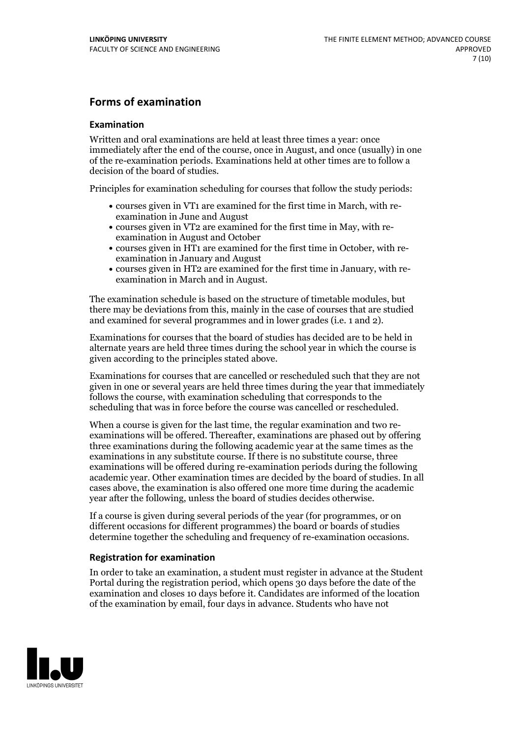## Forms of examination

### Examination

Written and oral examinations are held at least three times a year: once immediately after the end of the course, once in August, and once (usually) in one of the re-examination periods. Examinations held at other times are to follow a decision of the board of studies.

Principles for examination scheduling for courses that follow the study periods:

- courses given in VT1 are examined for the first time in March, with re-examination in June and August
- courses given in VT2 are examined for the first time in May, with re-examination in August and October
- courses given in HT1 are examined for the first time in October, with re-examination in January and August
- courses given in HT2 are examined for the first time in January, with re-examination in March and in August.

The examination schedule is based on the structure of timetable modules, but there may be deviations from this, mainly in the case of courses that are studied and examined for several programmes and in lower grades (i.e. 1 and 2).

Examinations for courses that the board of studies has decided are to be held in alternate years are held three times during the school year in which the course is given according to the principles stated above.

Examinations for courses that are cancelled or rescheduled such that they are not given in one or several years are held three times during the year that immediately follows the course, with examination scheduling that corresponds to the scheduling that was in force before the course was cancelled or rescheduled.

When a course is given for the last time, the regular examination and two re-examinations will be offered. Thereafter, examinations are phased out by offering three examinations during the following academic year at the same times as the examinations in any substitute course. If there is no substitute course, three examinations will be offered during re-examination periods during the following academic year. Other examination times are decided by the board of studies. In all cases above, the examination is also offered one more time during the academic year after the following, unless the board of studies decides otherwise.

If a course is given during several periods of the year (for programmes, or on different occasions for different programmes) the board or boards of studies determine together the scheduling and frequency of re-examination occasions.

### Registration for examination

In order to take an examination, a student must register in advance at the Student Portal during the registration period, which opens 30 days before the date of the examination and closes 10 days before it. Candidates are informed of the location of the examination by email, four days in advance. Students who have not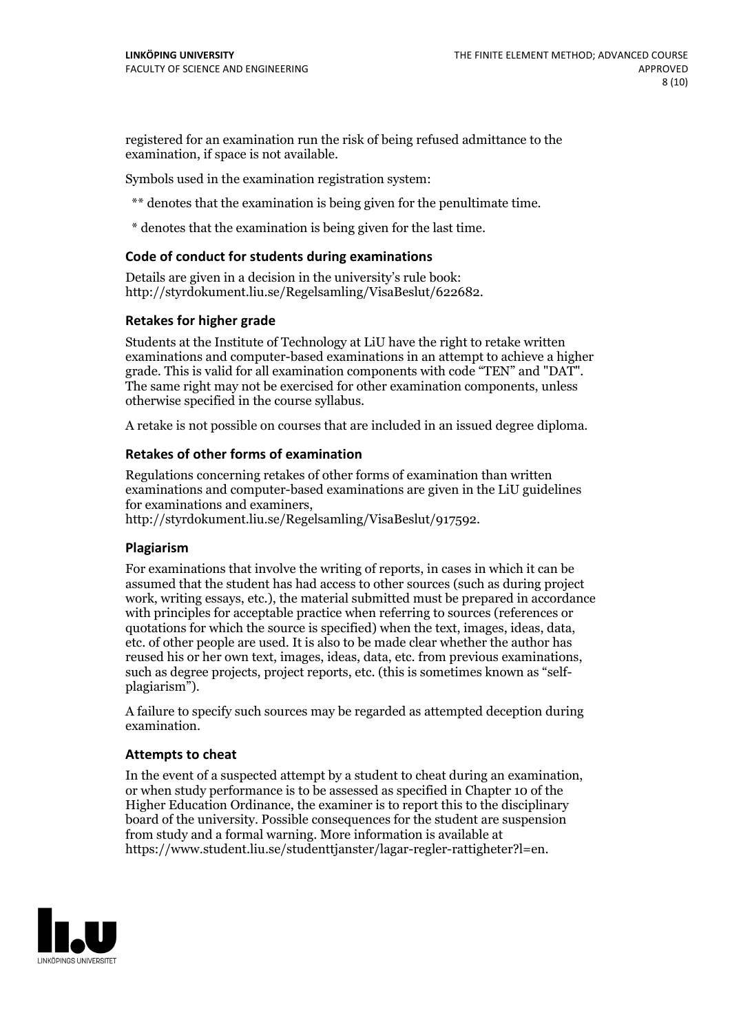registered for an examination run the risk of being refused admittance to the examination, if space is not available.

Symbols used in the examination registration system:

** denotes that the examination is being given for the penultimate time.

* denotes that the examination is being given for the last time.

### Code of conduct for students during examinations

Details are given in a decision in the university's rule book: http://styrdokument.liu.se/Regelsamling/VisaBeslut/622682.

### Retakes for higher grade

Students at the Institute of Technology at LiU have the right to retake written examinations and computer-based examinations in an attempt to achieve a higher grade. This is valid for all examination components with code "TEN" and "DAT". The same right may not be exercised for other examination components, unless otherwise specified in the course syllabus.

A retake is not possible on courses that are included in an issued degree diploma.

### Retakes of other forms of examination

Regulations concerning retakes of other forms of examination than written examinations and computer-based examinations are given in the LiU guidelines for examinations and examiners, http://styrdokument.liu.se/Regelsamling/VisaBeslut/917592.

### Plagiarism

For examinations that involve the writing of reports, in cases in which it can be assumed that the student has had access to other sources (such as during project work, writing essays, etc.), the material submitted must be prepared in accordance with principles for acceptable practice when referring to sources (references or quotations for which the source is specified) when the text, images, ideas, data, etc. of other people are used. It is also to be made clear whether the author has reused his or her own text, images, ideas, data, etc. from previous examinations, such as degree projects, project reports, etc. (this is sometimes known as "self-plagiarism").

A failure to specify such sources may be regarded as attempted deception during examination.

### Attempts to cheat

In the event of a suspected attempt by a student to cheat during an examination, or when study performance is to be assessed as specified in Chapter 10 of the Higher Education Ordinance, the examiner is to report this to the disciplinary board of the university. Possible consequences for the student are suspension from study and a formal warning. More information is available at https://www.student.liu.se/studenttjanster/lagar-regler-rattigheter?l=en.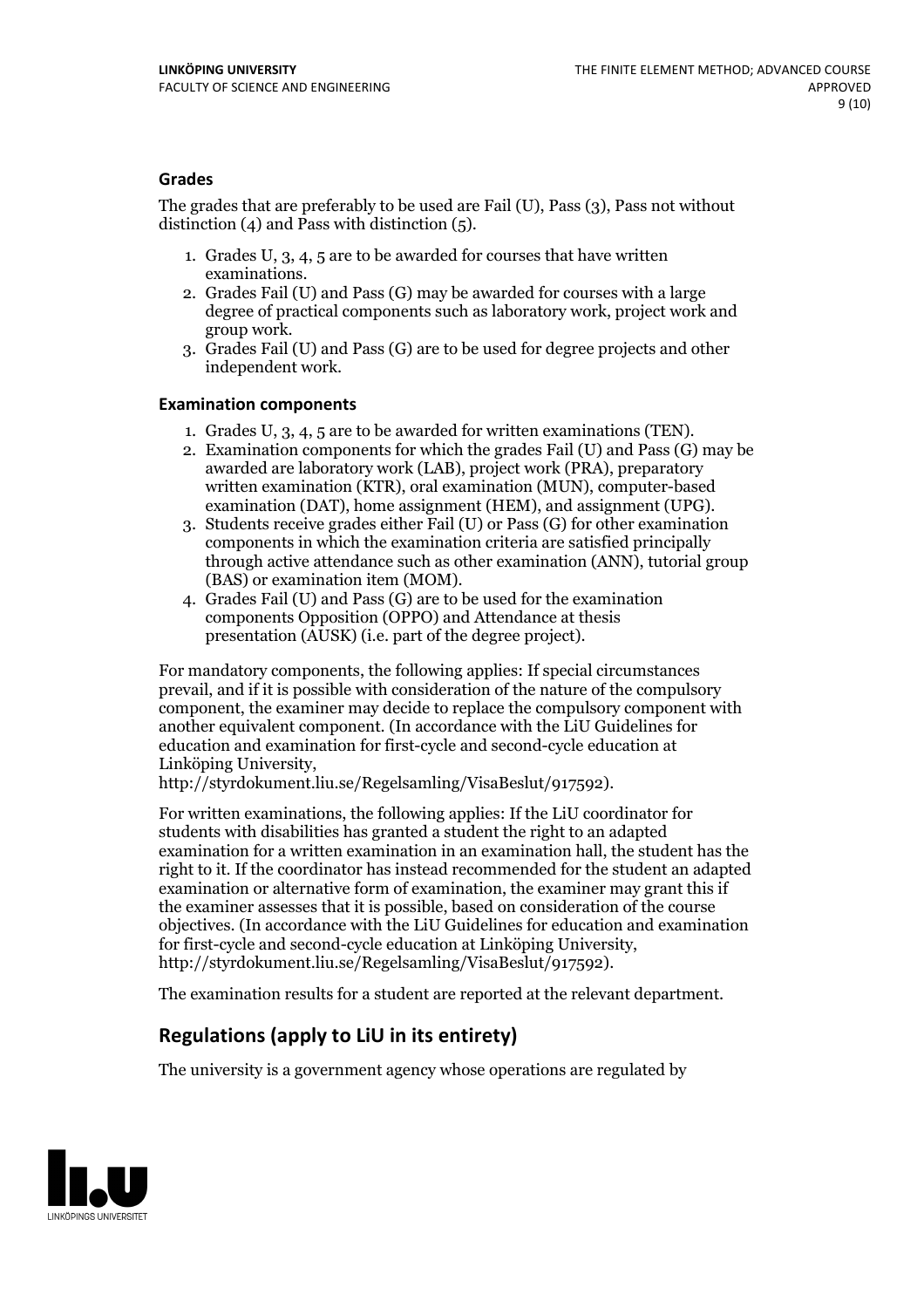### Grades

The grades that are preferably to be used are Fail (U), Pass (3), Pass not without distinction (4) and Pass with distinction (5).

1. Grades U, 3, 4, 5 are to be awarded for courses that have written examinations.
2. Grades Fail (U) and Pass (G) may be awarded for courses with a large degree of practical components such as laboratory work, project work and group work.
3. Grades Fail (U) and Pass (G) are to be used for degree projects and other independent work.

### Examination components

1. Grades U, 3, 4, 5 are to be awarded for written examinations (TEN).
2. Examination components for which the grades Fail (U) and Pass (G) may be awarded are laboratory work (LAB), project work (PRA), preparatory written examination (KTR), oral examination (MUN), computer-based examination (DAT), home assignment (HEM), and assignment (UPG).
3. Students receive grades either Fail (U) or Pass (G) for other examination components in which the examination criteria are satisfied principally through active attendance such as other examination (ANN), tutorial group (BAS) or examination item (MOM).
4. Grades Fail (U) and Pass (G) are to be used for the examination components Opposition (OPPO) and Attendance at thesis presentation (AUSK) (i.e. part of the degree project).

For mandatory components, the following applies: If special circumstances prevail, and if it is possible with consideration of the nature of the compulsory component, the examiner may decide to replace the compulsory component with another equivalent component. (In accordance with the LiU Guidelines for education and examination for first-cycle and second-cycle education at Linköping University, http://styrdokument.liu.se/Regelsamling/VisaBeslut/917592).

For written examinations, the following applies: If the LiU coordinator for students with disabilities has granted a student the right to an adapted examination for a written examination in an examination hall, the student has the right to it. If the coordinator has instead recommended for the student an adapted examination or alternative form of examination, the examiner may grant this if the examiner assesses that it is possible, based on consideration of the course objectives. (In accordance with the LiU Guidelines for education and examination for first-cycle and second-cycle education at Linköping University, http://styrdokument.liu.se/Regelsamling/VisaBeslut/917592).

The examination results for a student are reported at the relevant department.

## Regulations (apply to LiU in its entirety)

The university is a government agency whose operations are regulated by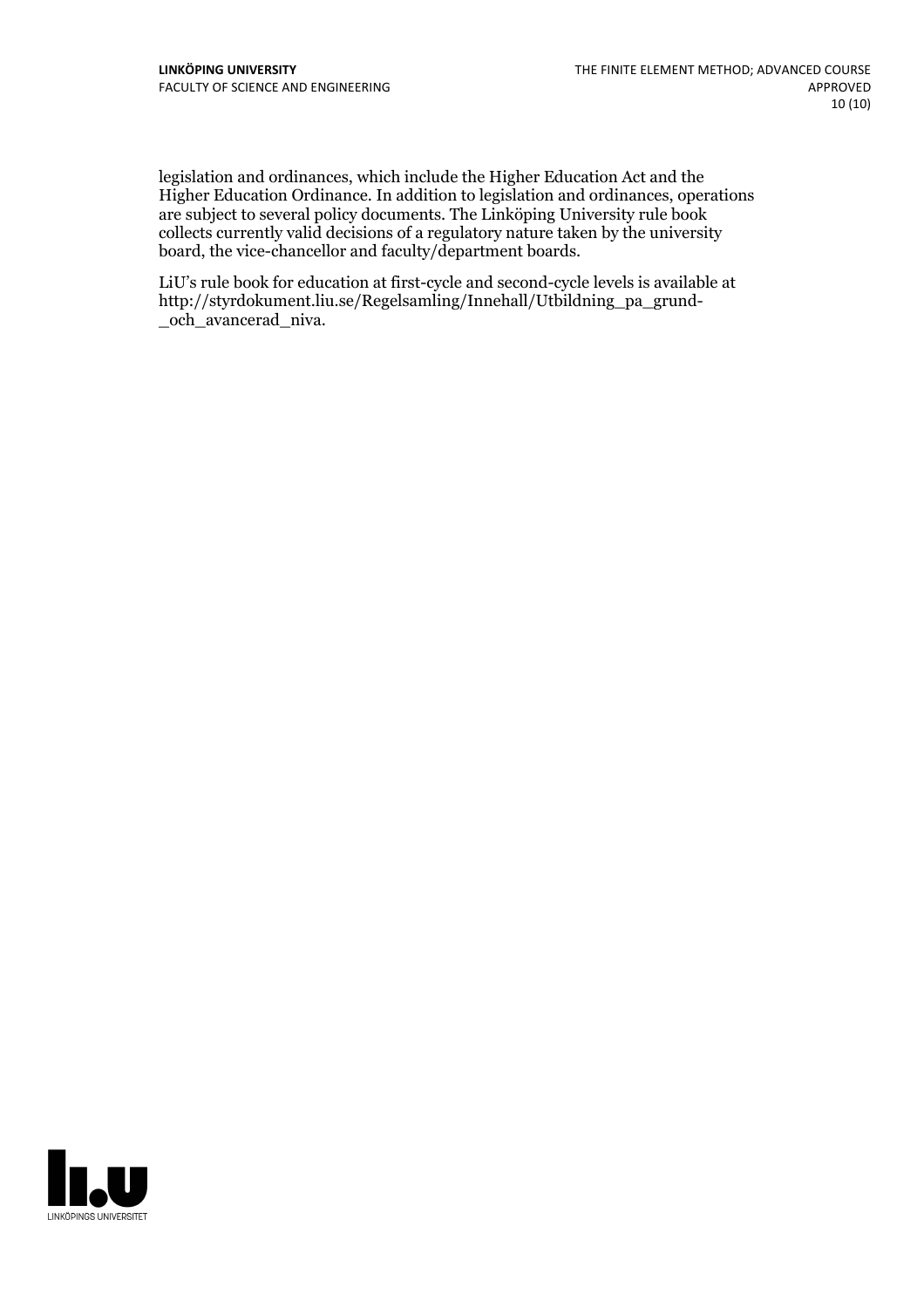legislation and ordinances, which include the Higher Education Act and the Higher Education Ordinance. In addition to legislation and ordinances, operations are subject to several policy documents. The Linköping University rule book collects currently valid decisions of a regulatory nature taken by the university board, the vice-chancellor and faculty/department boards.

LiU's rule book for education at first-cycle and second-cycle levels is available at http://styrdokument.liu.se/Regelsamling/Innehall/Utbildning_pa_grund-_och_avancerad_niva.